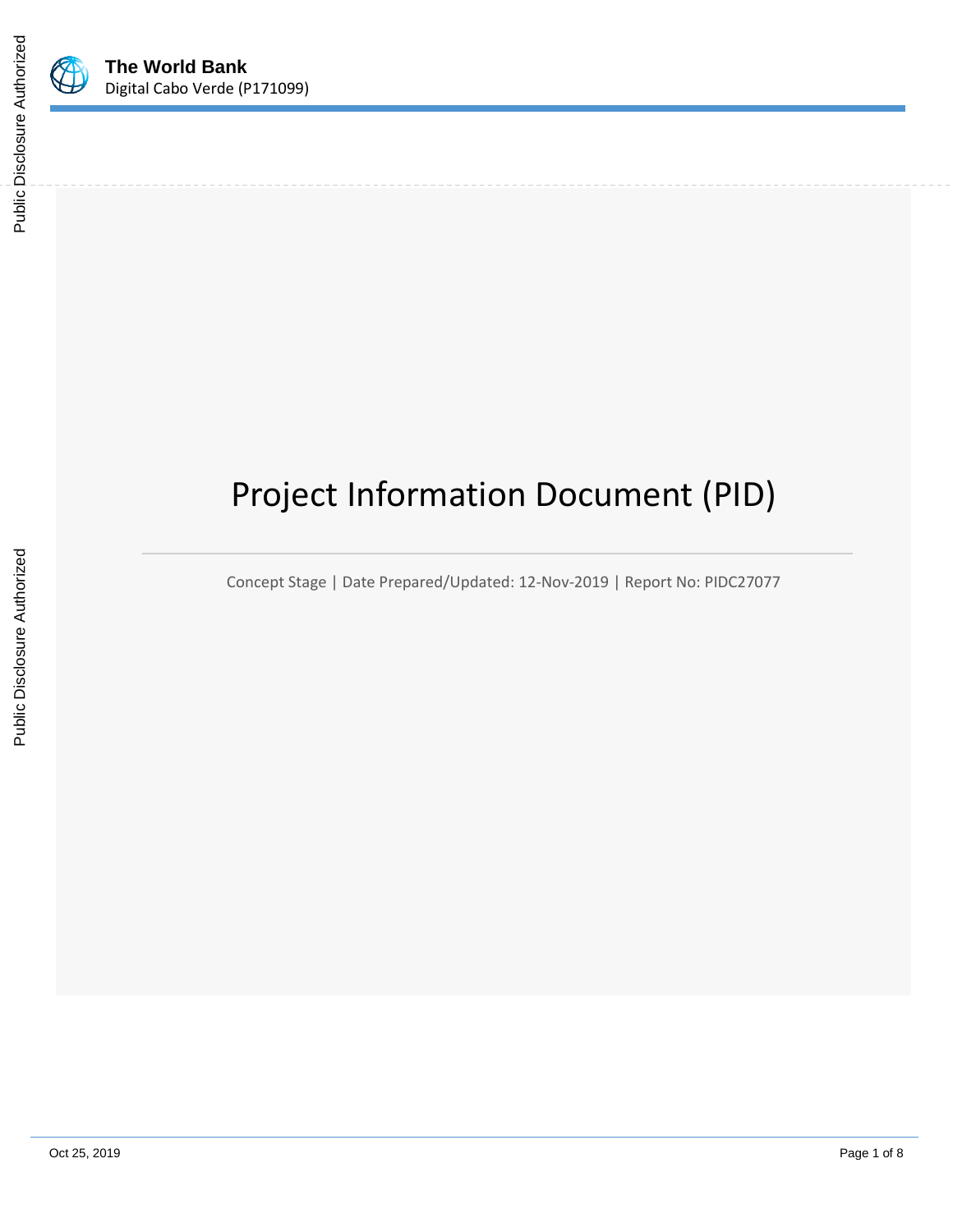**The World Bank**
Digital Cabo Verde (P171099)

# Project Information Document (PID)

Concept Stage | Date Prepared/Updated: 12-Nov-2019 | Report No: PIDC27077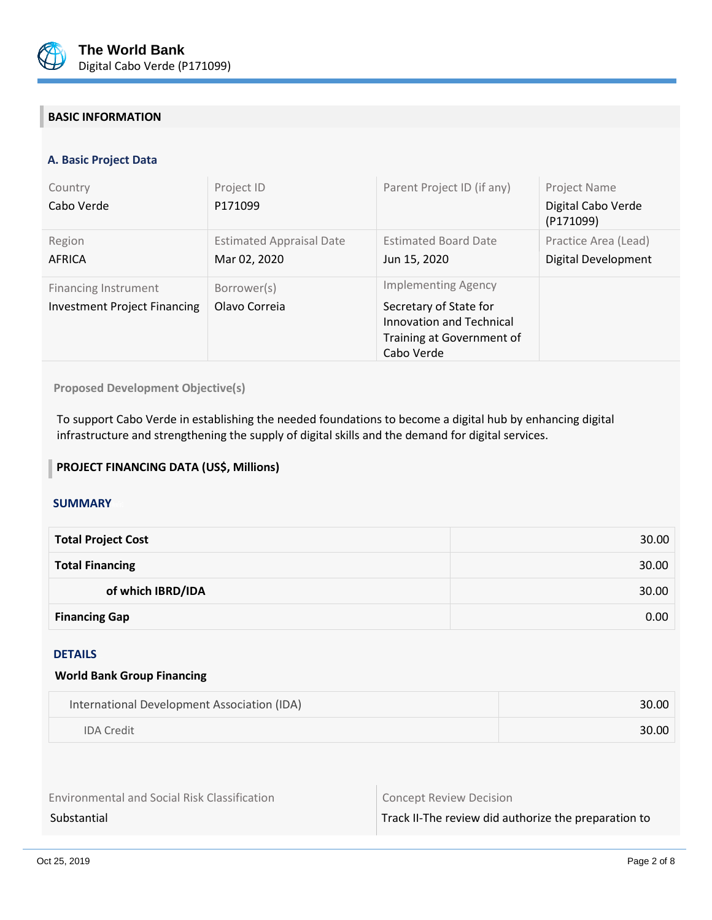## BASIC INFORMATION

### A. Basic Project Data

| Country | Project ID | Parent Project ID (if any) | Project Name |
|---|---|---|---|
| Cabo Verde | P171099 | | Digital Cabo Verde (P171099) |
| **Region** | **Estimated Appraisal Date** | **Estimated Board Date** | **Practice Area (Lead)** |
| AFRICA | Mar 02, 2020 | Jun 15, 2020 | Digital Development |
| **Financing Instrument** | **Borrower(s)** | **Implementing Agency** | |
| Investment Project Financing | Olavo Correia | Secretary of State for Innovation and Technical Training at Government of Cabo Verde | |

**Proposed Development Objective(s)**

To support Cabo Verde in establishing the needed foundations to become a digital hub by enhancing digital infrastructure and strengthening the supply of digital skills and the demand for digital services.

## PROJECT FINANCING DATA (US$, Millions)

### SUMMARY

| | |
|---|---|
| **Total Project Cost** | 30.00 |
| **Total Financing** | 30.00 |
| **of which IBRD/IDA** | 30.00 |
| **Financing Gap** | 0.00 |

### DETAILS

**World Bank Group Financing**

| | |
|---|---|
| International Development Association (IDA) | 30.00 |
| IDA Credit | 30.00 |

| Environmental and Social Risk Classification | Concept Review Decision |
|---|---|
| Substantial | Track II-The review did authorize the preparation to |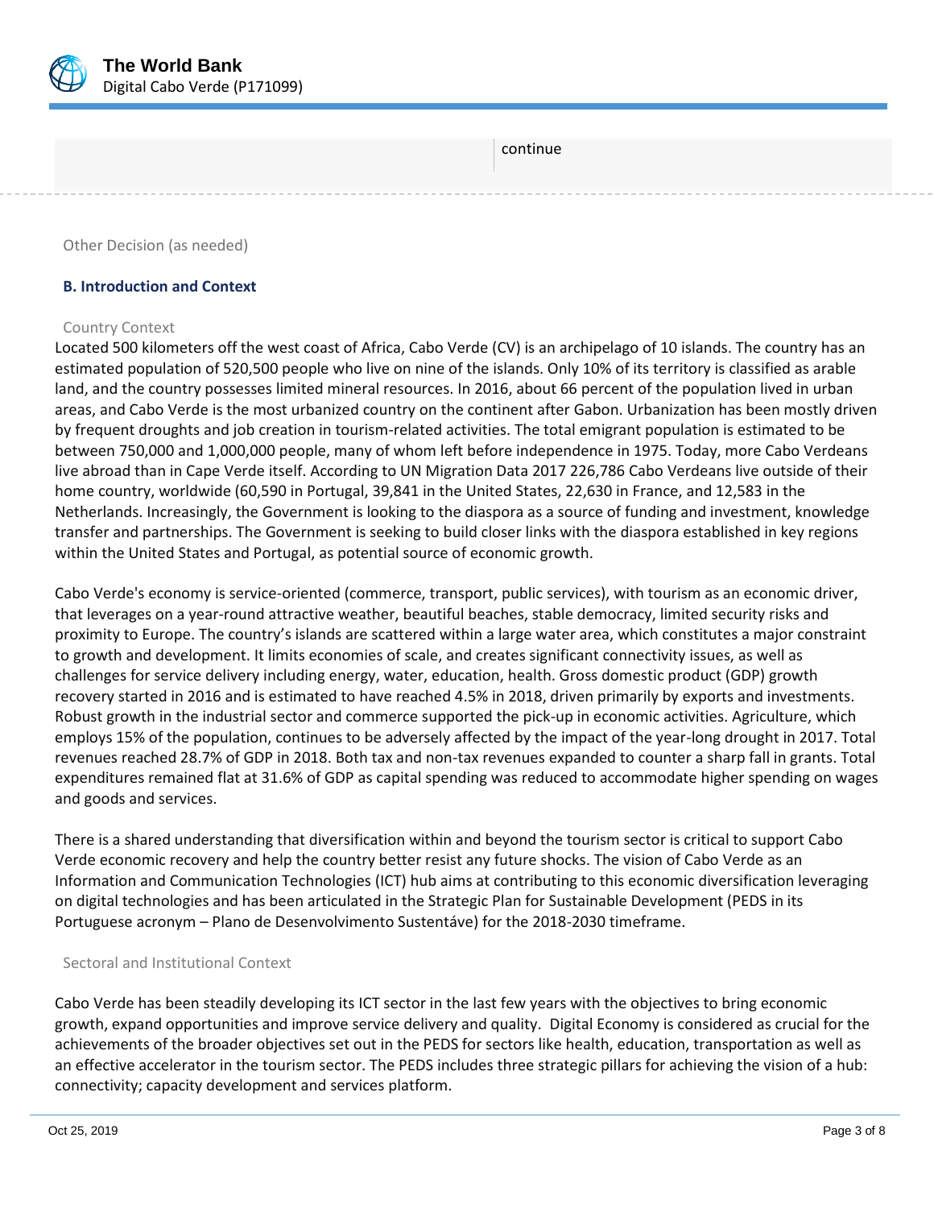| | continue |
|---|---|

Other Decision (as needed)

### B. Introduction and Context

Country Context

Located 500 kilometers off the west coast of Africa, Cabo Verde (CV) is an archipelago of 10 islands. The country has an estimated population of 520,500 people who live on nine of the islands. Only 10% of its territory is classified as arable land, and the country possesses limited mineral resources. In 2016, about 66 percent of the population lived in urban areas, and Cabo Verde is the most urbanized country on the continent after Gabon. Urbanization has been mostly driven by frequent droughts and job creation in tourism-related activities. The total emigrant population is estimated to be between 750,000 and 1,000,000 people, many of whom left before independence in 1975. Today, more Cabo Verdeans live abroad than in Cape Verde itself. According to UN Migration Data 2017 226,786 Cabo Verdeans live outside of their home country, worldwide (60,590 in Portugal, 39,841 in the United States, 22,630 in France, and 12,583 in the Netherlands. Increasingly, the Government is looking to the diaspora as a source of funding and investment, knowledge transfer and partnerships. The Government is seeking to build closer links with the diaspora established in key regions within the United States and Portugal, as potential source of economic growth.

Cabo Verde's economy is service-oriented (commerce, transport, public services), with tourism as an economic driver, that leverages on a year-round attractive weather, beautiful beaches, stable democracy, limited security risks and proximity to Europe. The country's islands are scattered within a large water area, which constitutes a major constraint to growth and development. It limits economies of scale, and creates significant connectivity issues, as well as challenges for service delivery including energy, water, education, health. Gross domestic product (GDP) growth recovery started in 2016 and is estimated to have reached 4.5% in 2018, driven primarily by exports and investments. Robust growth in the industrial sector and commerce supported the pick-up in economic activities. Agriculture, which employs 15% of the population, continues to be adversely affected by the impact of the year-long drought in 2017. Total revenues reached 28.7% of GDP in 2018. Both tax and non-tax revenues expanded to counter a sharp fall in grants. Total expenditures remained flat at 31.6% of GDP as capital spending was reduced to accommodate higher spending on wages and goods and services.

There is a shared understanding that diversification within and beyond the tourism sector is critical to support Cabo Verde economic recovery and help the country better resist any future shocks. The vision of Cabo Verde as an Information and Communication Technologies (ICT) hub aims at contributing to this economic diversification leveraging on digital technologies and has been articulated in the Strategic Plan for Sustainable Development (PEDS in its Portuguese acronym – Plano de Desenvolvimento Sustentáve) for the 2018-2030 timeframe.

Sectoral and Institutional Context

Cabo Verde has been steadily developing its ICT sector in the last few years with the objectives to bring economic growth, expand opportunities and improve service delivery and quality. Digital Economy is considered as crucial for the achievements of the broader objectives set out in the PEDS for sectors like health, education, transportation as well as an effective accelerator in the tourism sector. The PEDS includes three strategic pillars for achieving the vision of a hub: connectivity; capacity development and services platform.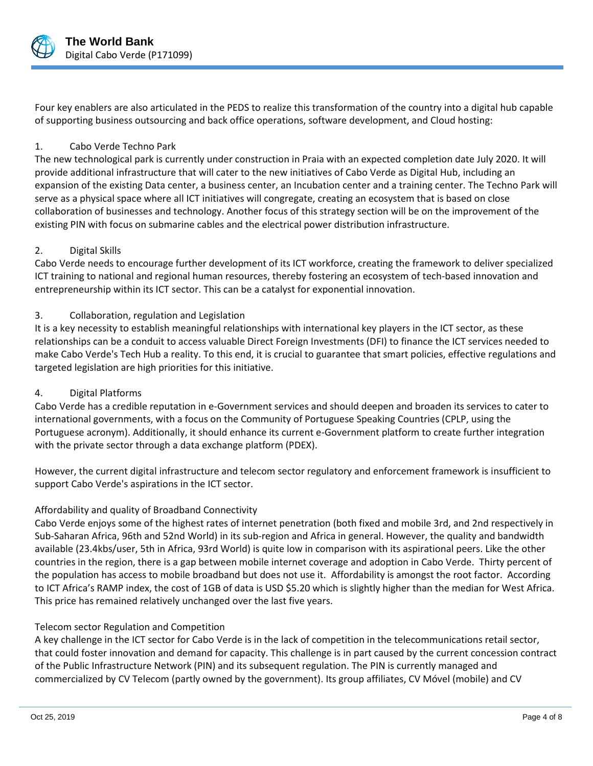Four key enablers are also articulated in the PEDS to realize this transformation of the country into a digital hub capable of supporting business outsourcing and back office operations, software development, and Cloud hosting:

1. Cabo Verde Techno Park
The new technological park is currently under construction in Praia with an expected completion date July 2020. It will provide additional infrastructure that will cater to the new initiatives of Cabo Verde as Digital Hub, including an expansion of the existing Data center, a business center, an Incubation center and a training center. The Techno Park will serve as a physical space where all ICT initiatives will congregate, creating an ecosystem that is based on close collaboration of businesses and technology. Another focus of this strategy section will be on the improvement of the existing PIN with focus on submarine cables and the electrical power distribution infrastructure.

2. Digital Skills
Cabo Verde needs to encourage further development of its ICT workforce, creating the framework to deliver specialized ICT training to national and regional human resources, thereby fostering an ecosystem of tech-based innovation and entrepreneurship within its ICT sector. This can be a catalyst for exponential innovation.

3. Collaboration, regulation and Legislation
It is a key necessity to establish meaningful relationships with international key players in the ICT sector, as these relationships can be a conduit to access valuable Direct Foreign Investments (DFI) to finance the ICT services needed to make Cabo Verde's Tech Hub a reality. To this end, it is crucial to guarantee that smart policies, effective regulations and targeted legislation are high priorities for this initiative.

4. Digital Platforms
Cabo Verde has a credible reputation in e-Government services and should deepen and broaden its services to cater to international governments, with a focus on the Community of Portuguese Speaking Countries (CPLP, using the Portuguese acronym). Additionally, it should enhance its current e-Government platform to create further integration with the private sector through a data exchange platform (PDEX).

However, the current digital infrastructure and telecom sector regulatory and enforcement framework is insufficient to support Cabo Verde's aspirations in the ICT sector.

Affordability and quality of Broadband Connectivity

Cabo Verde enjoys some of the highest rates of internet penetration (both fixed and mobile 3rd, and 2nd respectively in Sub-Saharan Africa, 96th and 52nd World) in its sub-region and Africa in general. However, the quality and bandwidth available (23.4kbs/user, 5th in Africa, 93rd World) is quite low in comparison with its aspirational peers. Like the other countries in the region, there is a gap between mobile internet coverage and adoption in Cabo Verde. Thirty percent of the population has access to mobile broadband but does not use it. Affordability is amongst the root factor. According to ICT Africa's RAMP index, the cost of 1GB of data is USD $5.20 which is slightly higher than the median for West Africa. This price has remained relatively unchanged over the last five years.

Telecom sector Regulation and Competition

A key challenge in the ICT sector for Cabo Verde is in the lack of competition in the telecommunications retail sector, that could foster innovation and demand for capacity. This challenge is in part caused by the current concession contract of the Public Infrastructure Network (PIN) and its subsequent regulation. The PIN is currently managed and commercialized by CV Telecom (partly owned by the government). Its group affiliates, CV Móvel (mobile) and CV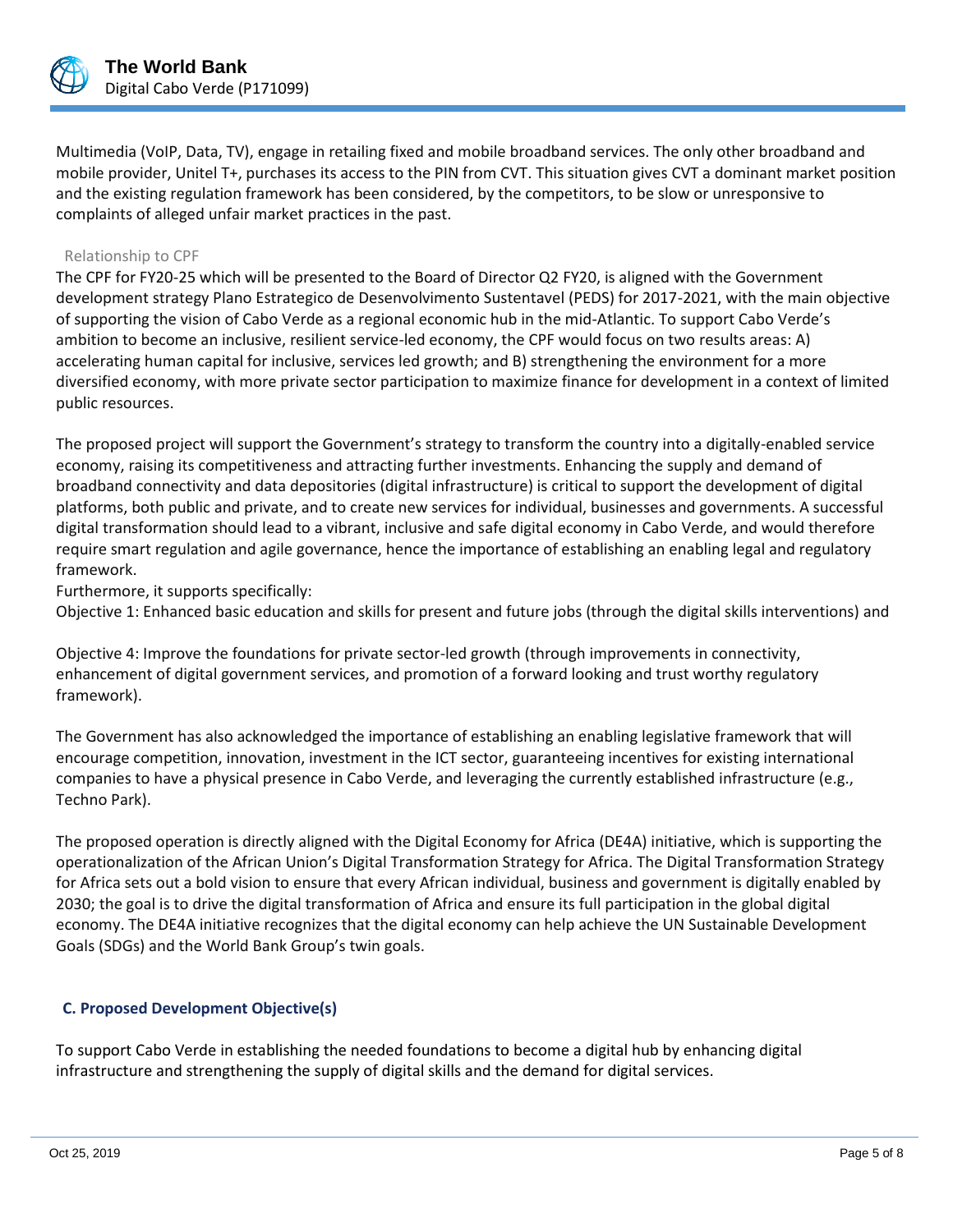Multimedia (VoIP, Data, TV), engage in retailing fixed and mobile broadband services. The only other broadband and mobile provider, Unitel T+, purchases its access to the PIN from CVT. This situation gives CVT a dominant market position and the existing regulation framework has been considered, by the competitors, to be slow or unresponsive to complaints of alleged unfair market practices in the past.

Relationship to CPF

The CPF for FY20-25 which will be presented to the Board of Director Q2 FY20, is aligned with the Government development strategy Plano Estrategico de Desenvolvimento Sustentavel (PEDS) for 2017-2021, with the main objective of supporting the vision of Cabo Verde as a regional economic hub in the mid-Atlantic. To support Cabo Verde's ambition to become an inclusive, resilient service-led economy, the CPF would focus on two results areas: A) accelerating human capital for inclusive, services led growth; and B) strengthening the environment for a more diversified economy, with more private sector participation to maximize finance for development in a context of limited public resources.

The proposed project will support the Government's strategy to transform the country into a digitally-enabled service economy, raising its competitiveness and attracting further investments. Enhancing the supply and demand of broadband connectivity and data depositories (digital infrastructure) is critical to support the development of digital platforms, both public and private, and to create new services for individual, businesses and governments. A successful digital transformation should lead to a vibrant, inclusive and safe digital economy in Cabo Verde, and would therefore require smart regulation and agile governance, hence the importance of establishing an enabling legal and regulatory framework.

Furthermore, it supports specifically:

Objective 1: Enhanced basic education and skills for present and future jobs (through the digital skills interventions) and

Objective 4: Improve the foundations for private sector-led growth (through improvements in connectivity, enhancement of digital government services, and promotion of a forward looking and trust worthy regulatory framework).

The Government has also acknowledged the importance of establishing an enabling legislative framework that will encourage competition, innovation, investment in the ICT sector, guaranteeing incentives for existing international companies to have a physical presence in Cabo Verde, and leveraging the currently established infrastructure (e.g., Techno Park).

The proposed operation is directly aligned with the Digital Economy for Africa (DE4A) initiative, which is supporting the operationalization of the African Union's Digital Transformation Strategy for Africa. The Digital Transformation Strategy for Africa sets out a bold vision to ensure that every African individual, business and government is digitally enabled by 2030; the goal is to drive the digital transformation of Africa and ensure its full participation in the global digital economy. The DE4A initiative recognizes that the digital economy can help achieve the UN Sustainable Development Goals (SDGs) and the World Bank Group's twin goals.

## C. Proposed Development Objective(s)

To support Cabo Verde in establishing the needed foundations to become a digital hub by enhancing digital infrastructure and strengthening the supply of digital skills and the demand for digital services.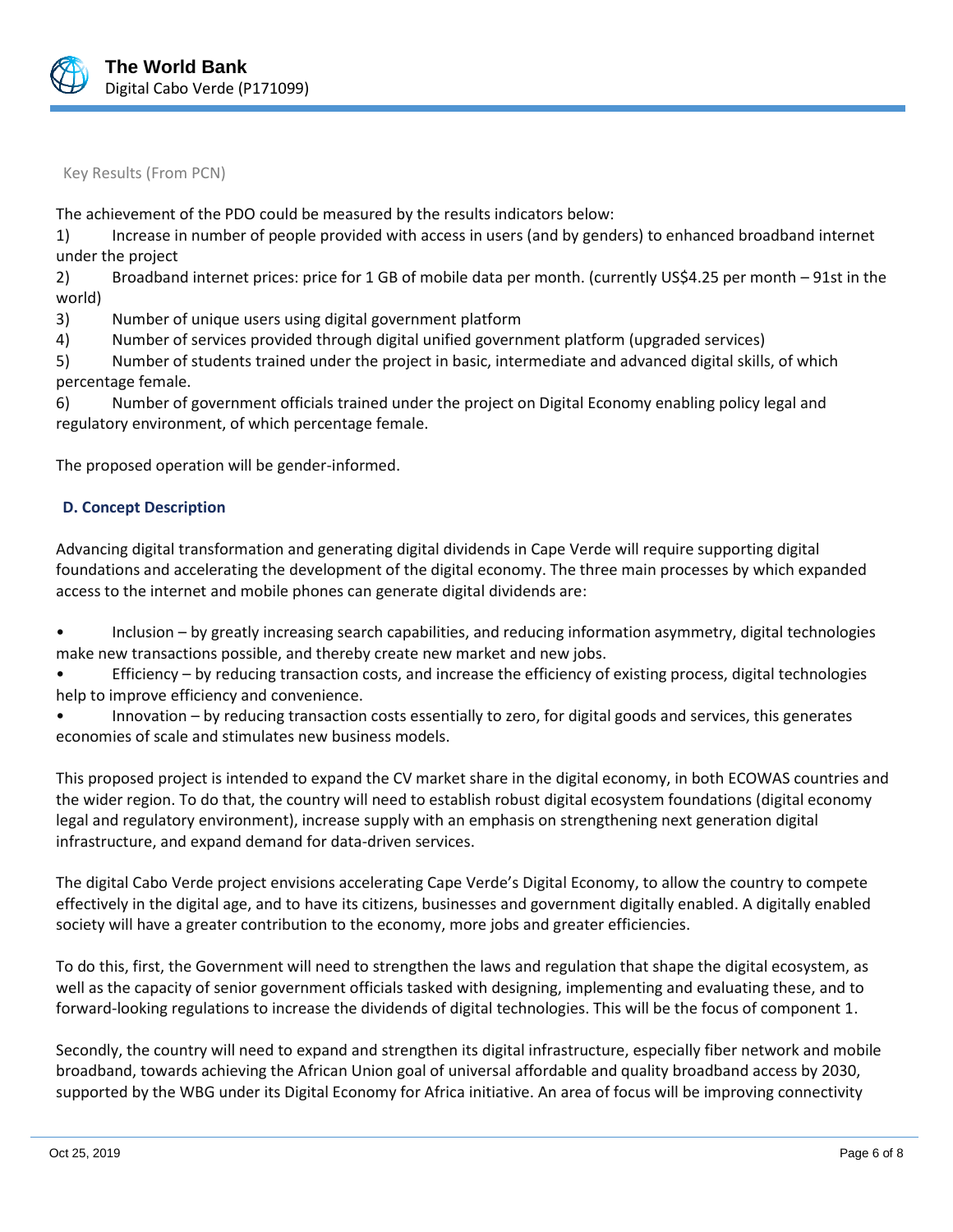Key Results (From PCN)

The achievement of the PDO could be measured by the results indicators below:

1) Increase in number of people provided with access in users (and by genders) to enhanced broadband internet under the project
2) Broadband internet prices: price for 1 GB of mobile data per month. (currently US$4.25 per month – 91st in the world)
3) Number of unique users using digital government platform
4) Number of services provided through digital unified government platform (upgraded services)
5) Number of students trained under the project in basic, intermediate and advanced digital skills, of which percentage female.
6) Number of government officials trained under the project on Digital Economy enabling policy legal and regulatory environment, of which percentage female.

The proposed operation will be gender-informed.

### D. Concept Description

Advancing digital transformation and generating digital dividends in Cape Verde will require supporting digital foundations and accelerating the development of the digital economy. The three main processes by which expanded access to the internet and mobile phones can generate digital dividends are:

- Inclusion – by greatly increasing search capabilities, and reducing information asymmetry, digital technologies make new transactions possible, and thereby create new market and new jobs.
- Efficiency – by reducing transaction costs, and increase the efficiency of existing process, digital technologies help to improve efficiency and convenience.
- Innovation – by reducing transaction costs essentially to zero, for digital goods and services, this generates economies of scale and stimulates new business models.

This proposed project is intended to expand the CV market share in the digital economy, in both ECOWAS countries and the wider region. To do that, the country will need to establish robust digital ecosystem foundations (digital economy legal and regulatory environment), increase supply with an emphasis on strengthening next generation digital infrastructure, and expand demand for data-driven services.

The digital Cabo Verde project envisions accelerating Cape Verde's Digital Economy, to allow the country to compete effectively in the digital age, and to have its citizens, businesses and government digitally enabled. A digitally enabled society will have a greater contribution to the economy, more jobs and greater efficiencies.

To do this, first, the Government will need to strengthen the laws and regulation that shape the digital ecosystem, as well as the capacity of senior government officials tasked with designing, implementing and evaluating these, and to forward-looking regulations to increase the dividends of digital technologies. This will be the focus of component 1.

Secondly, the country will need to expand and strengthen its digital infrastructure, especially fiber network and mobile broadband, towards achieving the African Union goal of universal affordable and quality broadband access by 2030, supported by the WBG under its Digital Economy for Africa initiative. An area of focus will be improving connectivity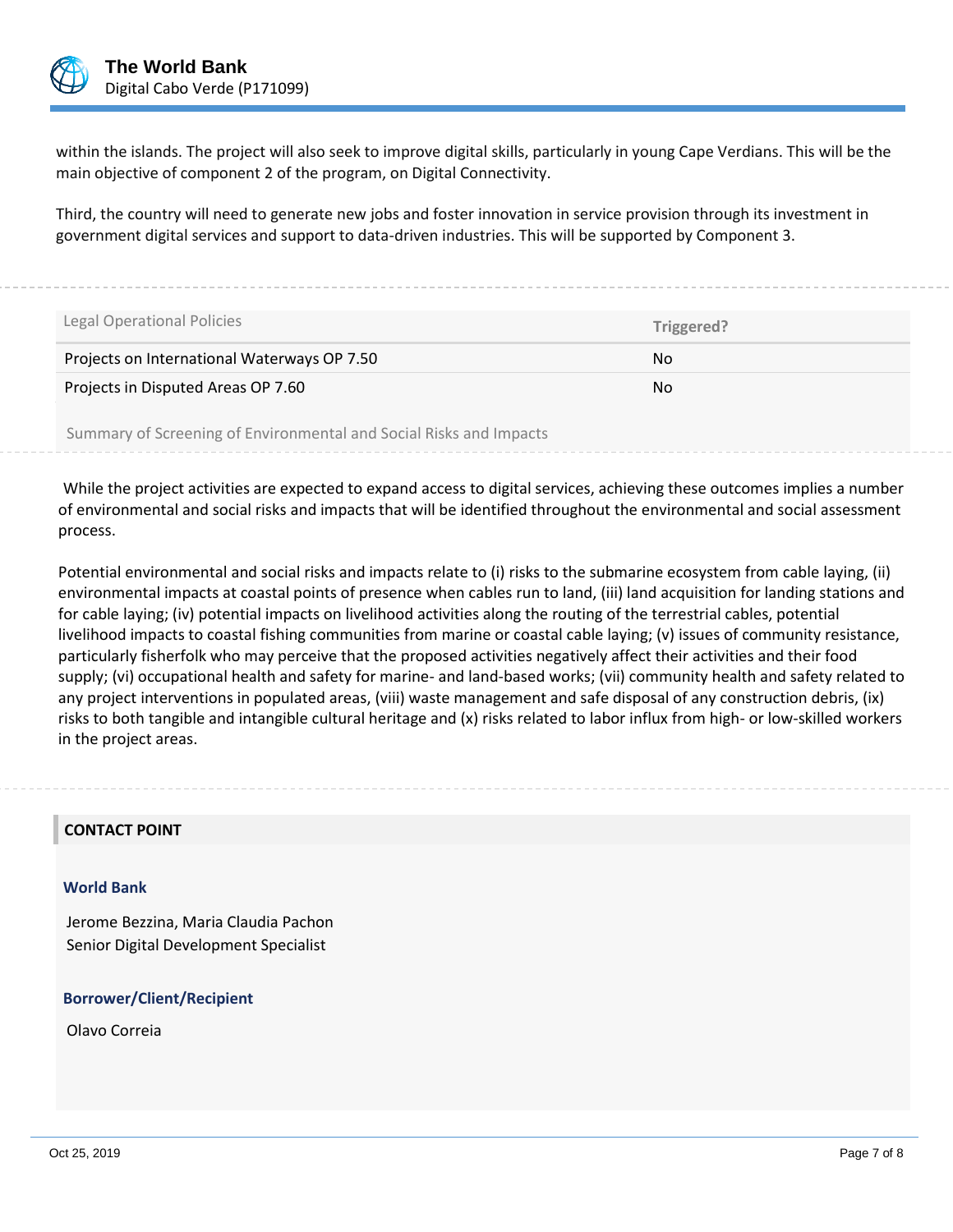within the islands. The project will also seek to improve digital skills, particularly in young Cape Verdians. This will be the main objective of component 2 of the program, on Digital Connectivity.

Third, the country will need to generate new jobs and foster innovation in service provision through its investment in government digital services and support to data-driven industries. This will be supported by Component 3.

| Legal Operational Policies | Triggered? |
| --- | --- |
| Projects on International Waterways OP 7.50 | No |
| Projects in Disputed Areas OP 7.60 | No |

Summary of Screening of Environmental and Social Risks and Impacts

While the project activities are expected to expand access to digital services, achieving these outcomes implies a number of environmental and social risks and impacts that will be identified throughout the environmental and social assessment process.

Potential environmental and social risks and impacts relate to (i) risks to the submarine ecosystem from cable laying, (ii) environmental impacts at coastal points of presence when cables run to land, (iii) land acquisition for landing stations and for cable laying; (iv) potential impacts on livelihood activities along the routing of the terrestrial cables, potential livelihood impacts to coastal fishing communities from marine or coastal cable laying; (v) issues of community resistance, particularly fisherfolk who may perceive that the proposed activities negatively affect their activities and their food supply; (vi) occupational health and safety for marine- and land-based works; (vii) community health and safety related to any project interventions in populated areas, (viii) waste management and safe disposal of any construction debris, (ix) risks to both tangible and intangible cultural heritage and (x) risks related to labor influx from high- or low-skilled workers in the project areas.

## CONTACT POINT

### World Bank

Jerome Bezzina, Maria Claudia Pachon
Senior Digital Development Specialist

### Borrower/Client/Recipient

Olavo Correia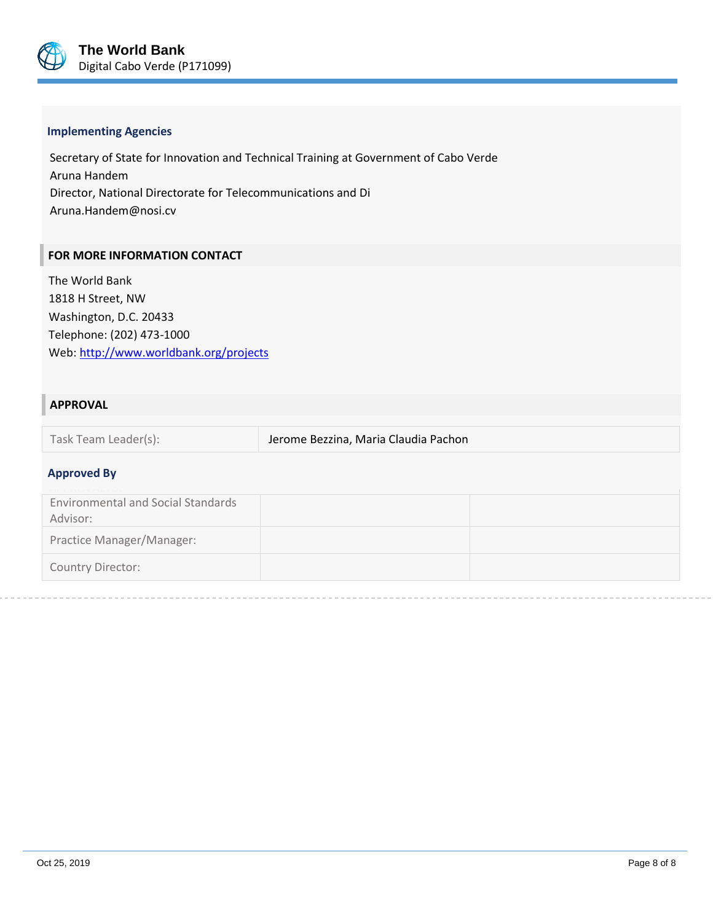**Implementing Agencies**

Secretary of State for Innovation and Technical Training at Government of Cabo Verde
Aruna Handem
Director, National Directorate for Telecommunications and Di
Aruna.Handem@nosi.cv

## FOR MORE INFORMATION CONTACT

The World Bank
1818 H Street, NW
Washington, D.C. 20433
Telephone: (202) 473-1000
Web: http://www.worldbank.org/projects

## APPROVAL

| | |
|---|---|
| Task Team Leader(s): | Jerome Bezzina, Maria Claudia Pachon |

**Approved By**

| | | |
|---|---|---|
| Environmental and Social Standards Advisor: | | |
| Practice Manager/Manager: | | |
| Country Director: | | |